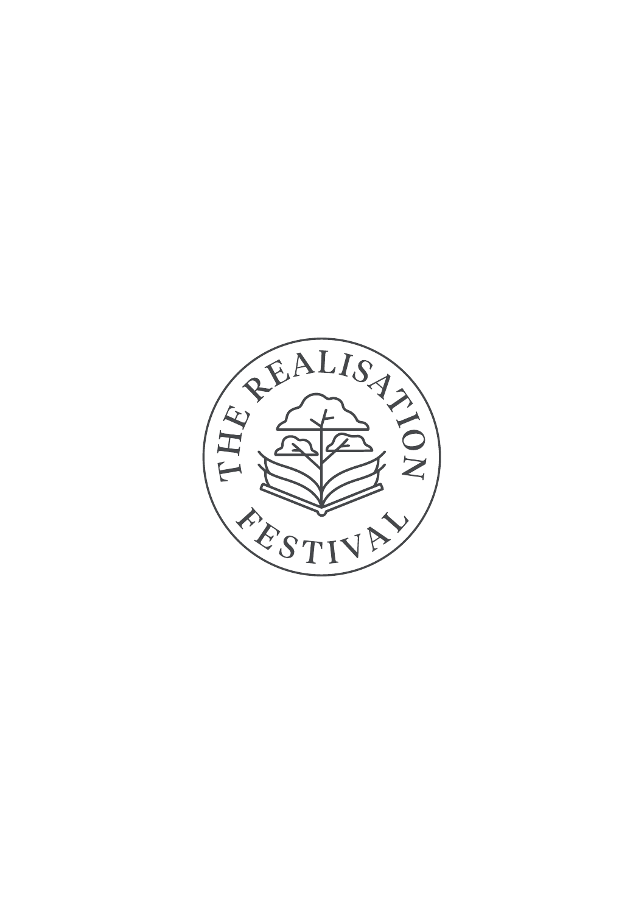THE REALISATION FESTIVAL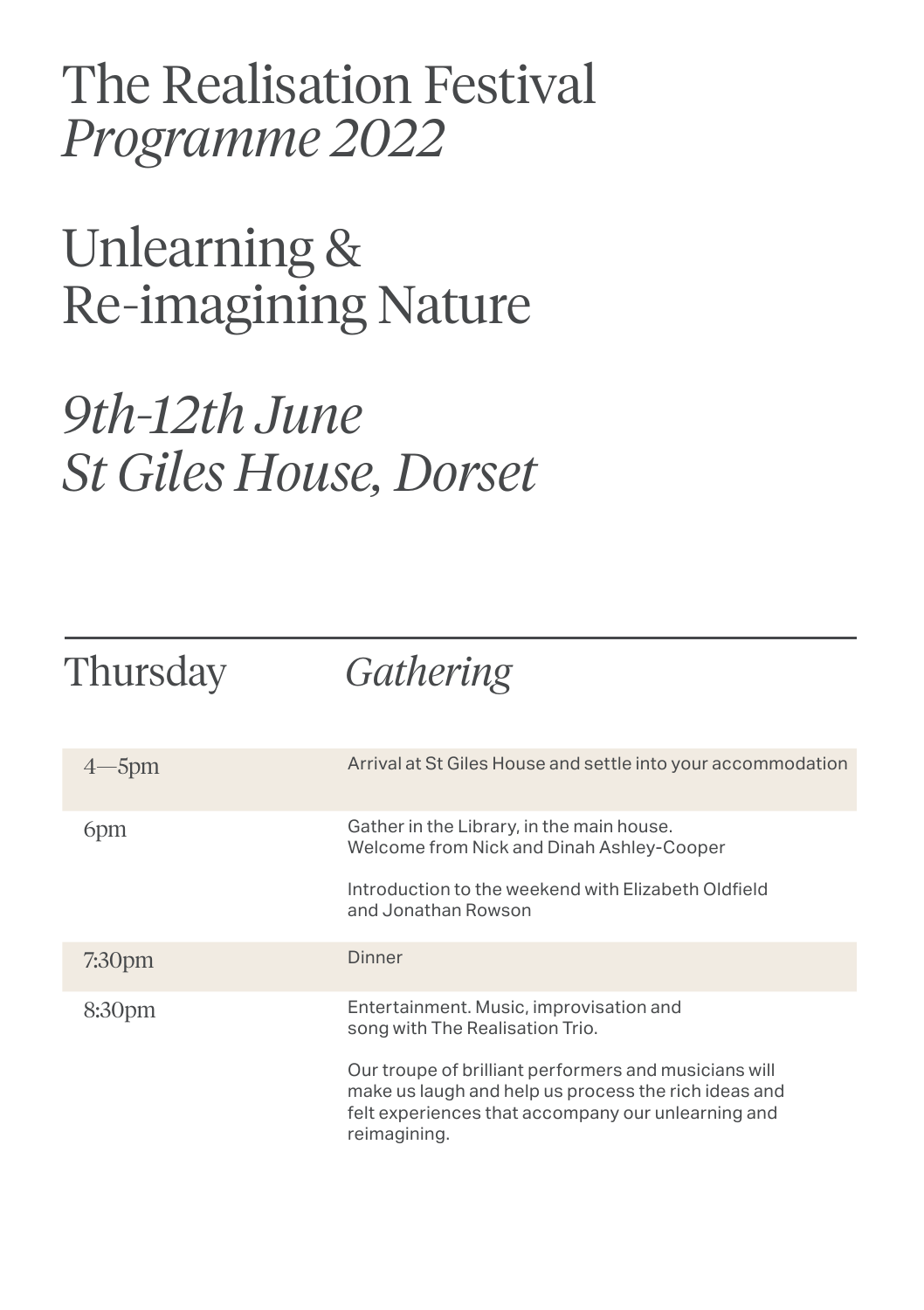# The Realisation Festival
# *Programme 2022*

# Unlearning & Re-imagining Nature

## *9th-12th June*
## *St Giles House, Dorset*

## Thursday *Gathering*

| Time | Event |
| --- | --- |
| 4—5pm | Arrival at St Giles House and settle into your accommodation |
| 6pm | Gather in the Library, in the main house. Welcome from Nick and Dinah Ashley-Cooper<br><br>Introduction to the weekend with Elizabeth Oldfield and Jonathan Rowson |
| 7:30pm | Dinner |
| 8:30pm | Entertainment. Music, improvisation and song with The Realisation Trio.<br><br>Our troupe of brilliant performers and musicians will make us laugh and help us process the rich ideas and felt experiences that accompany our unlearning and reimagining. |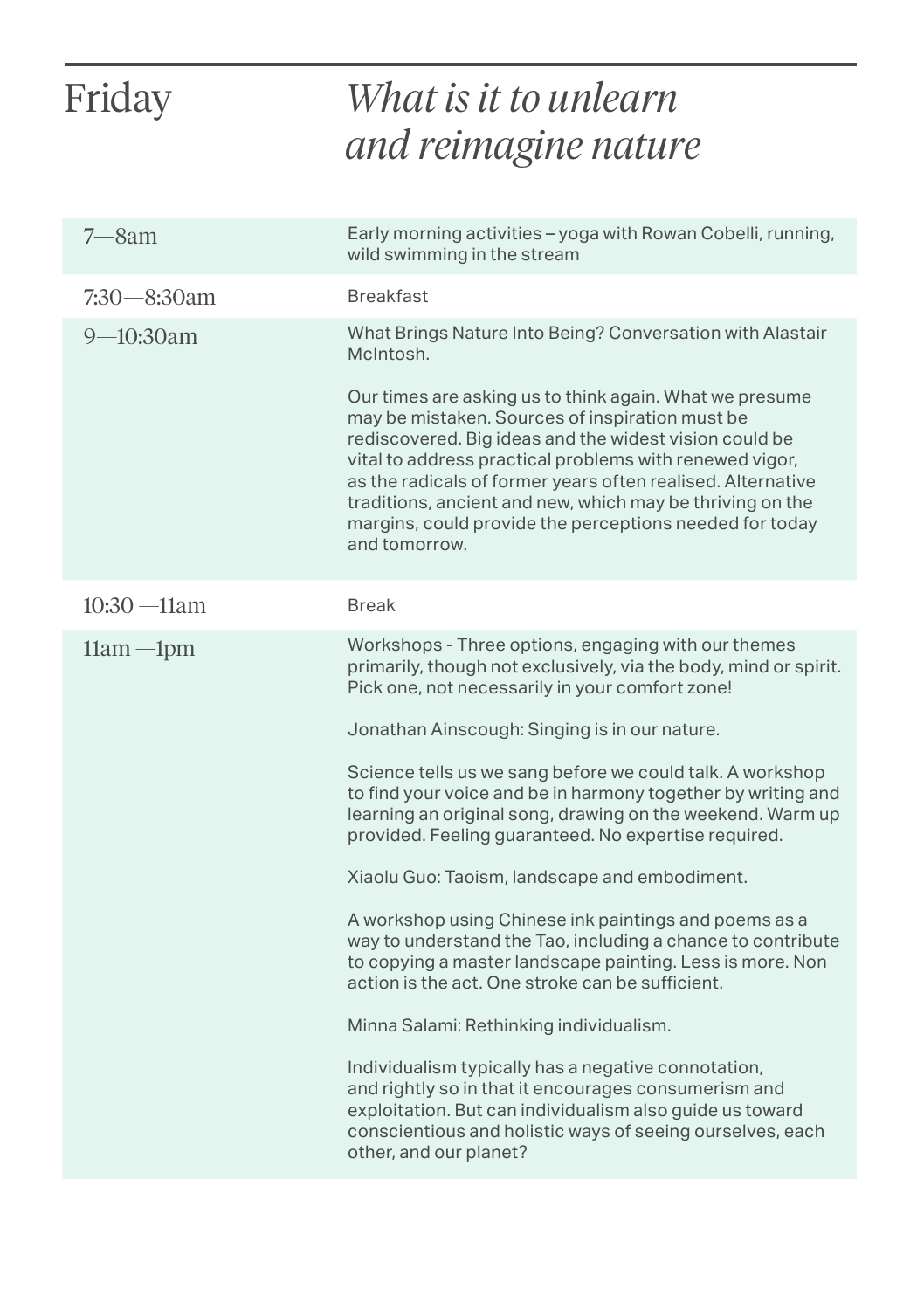# Friday

## *What is it to unlearn and reimagine nature*

| Time | Activity |
| --- | --- |
| 7—8am | Early morning activities – yoga with Rowan Cobelli, running, wild swimming in the stream |
| 7:30—8:30am | Breakfast |
| 9—10:30am | What Brings Nature Into Being? Conversation with Alastair McIntosh.<br><br>Our times are asking us to think again. What we presume may be mistaken. Sources of inspiration must be rediscovered. Big ideas and the widest vision could be vital to address practical problems with renewed vigor, as the radicals of former years often realised. Alternative traditions, ancient and new, which may be thriving on the margins, could provide the perceptions needed for today and tomorrow. |
| 10:30 —11am | Break |
| 11am —1pm | Workshops - Three options, engaging with our themes primarily, though not exclusively, via the body, mind or spirit. Pick one, not necessarily in your comfort zone!<br><br>Jonathan Ainscough: Singing is in our nature.<br><br>Science tells us we sang before we could talk. A workshop to find your voice and be in harmony together by writing and learning an original song, drawing on the weekend. Warm up provided. Feeling guaranteed. No expertise required.<br><br>Xiaolu Guo: Taoism, landscape and embodiment.<br><br>A workshop using Chinese ink paintings and poems as a way to understand the Tao, including a chance to contribute to copying a master landscape painting. Less is more. Non action is the act. One stroke can be sufficient.<br><br>Minna Salami: Rethinking individualism.<br><br>Individualism typically has a negative connotation, and rightly so in that it encourages consumerism and exploitation. But can individualism also guide us toward conscientious and holistic ways of seeing ourselves, each other, and our planet? |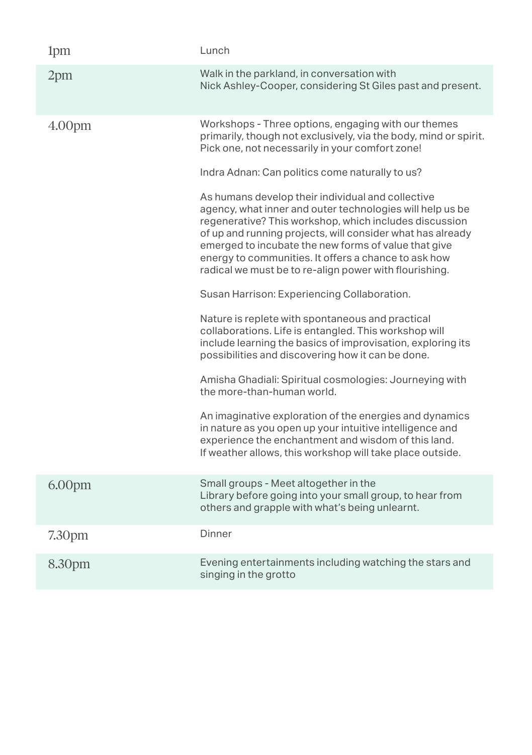| | |
|---|---|
| 1pm | Lunch |
| 2pm | Walk in the parkland, in conversation with Nick Ashley-Cooper, considering St Giles past and present. |
| 4.00pm | Workshops - Three options, engaging with our themes primarily, though not exclusively, via the body, mind or spirit. Pick one, not necessarily in your comfort zone!<br><br>Indra Adnan: Can politics come naturally to us?<br><br>As humans develop their individual and collective agency, what inner and outer technologies will help us be regenerative? This workshop, which includes discussion of up and running projects, will consider what has already emerged to incubate the new forms of value that give energy to communities. It offers a chance to ask how radical we must be to re-align power with flourishing.<br><br>Susan Harrison: Experiencing Collaboration.<br><br>Nature is replete with spontaneous and practical collaborations. Life is entangled. This workshop will include learning the basics of improvisation, exploring its possibilities and discovering how it can be done.<br><br>Amisha Ghadiali: Spiritual cosmologies: Journeying with the more-than-human world.<br><br>An imaginative exploration of the energies and dynamics in nature as you open up your intuitive intelligence and experience the enchantment and wisdom of this land. If weather allows, this workshop will take place outside. |
| 6.00pm | Small groups - Meet altogether in the Library before going into your small group, to hear from others and grapple with what's being unlearnt. |
| 7.30pm | Dinner |
| 8.30pm | Evening entertainments including watching the stars and singing in the grotto |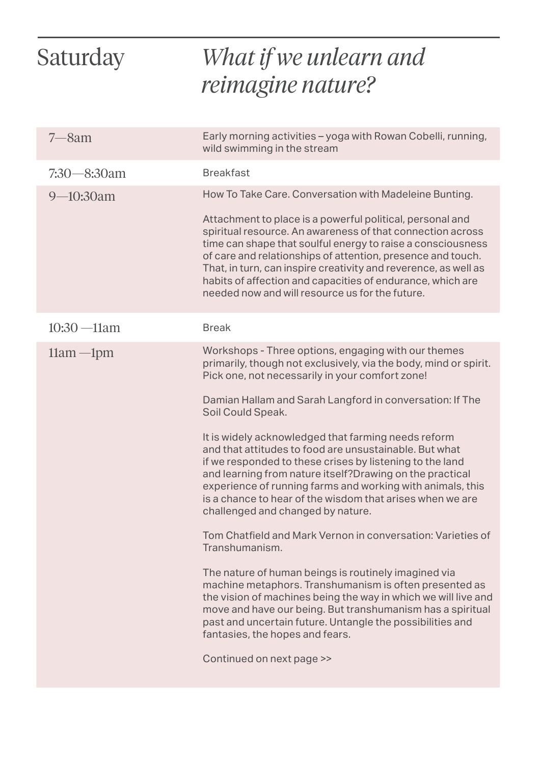## Saturday

## *What if we unlearn and reimagine nature?*

| Time | Activity |
| --- | --- |
| 7—8am | Early morning activities – yoga with Rowan Cobelli, running, wild swimming in the stream |
| 7:30—8:30am | Breakfast |
| 9—10:30am | How To Take Care. Conversation with Madeleine Bunting.<br><br>Attachment to place is a powerful political, personal and spiritual resource. An awareness of that connection across time can shape that soulful energy to raise a consciousness of care and relationships of attention, presence and touch. That, in turn, can inspire creativity and reverence, as well as habits of affection and capacities of endurance, which are needed now and will resource us for the future. |
| 10:30 —11am | Break |
| 11am —1pm | Workshops - Three options, engaging with our themes primarily, though not exclusively, via the body, mind or spirit. Pick one, not necessarily in your comfort zone!<br><br>Damian Hallam and Sarah Langford in conversation: If The Soil Could Speak.<br><br>It is widely acknowledged that farming needs reform and that attitudes to food are unsustainable. But what if we responded to these crises by listening to the land and learning from nature itself?Drawing on the practical experience of running farms and working with animals, this is a chance to hear of the wisdom that arises when we are challenged and changed by nature.<br><br>Tom Chatfield and Mark Vernon in conversation: Varieties of Transhumanism.<br><br>The nature of human beings is routinely imagined via machine metaphors. Transhumanism is often presented as the vision of machines being the way in which we will live and move and have our being. But transhumanism has a spiritual past and uncertain future. Untangle the possibilities and fantasies, the hopes and fears.<br><br>Continued on next page >> |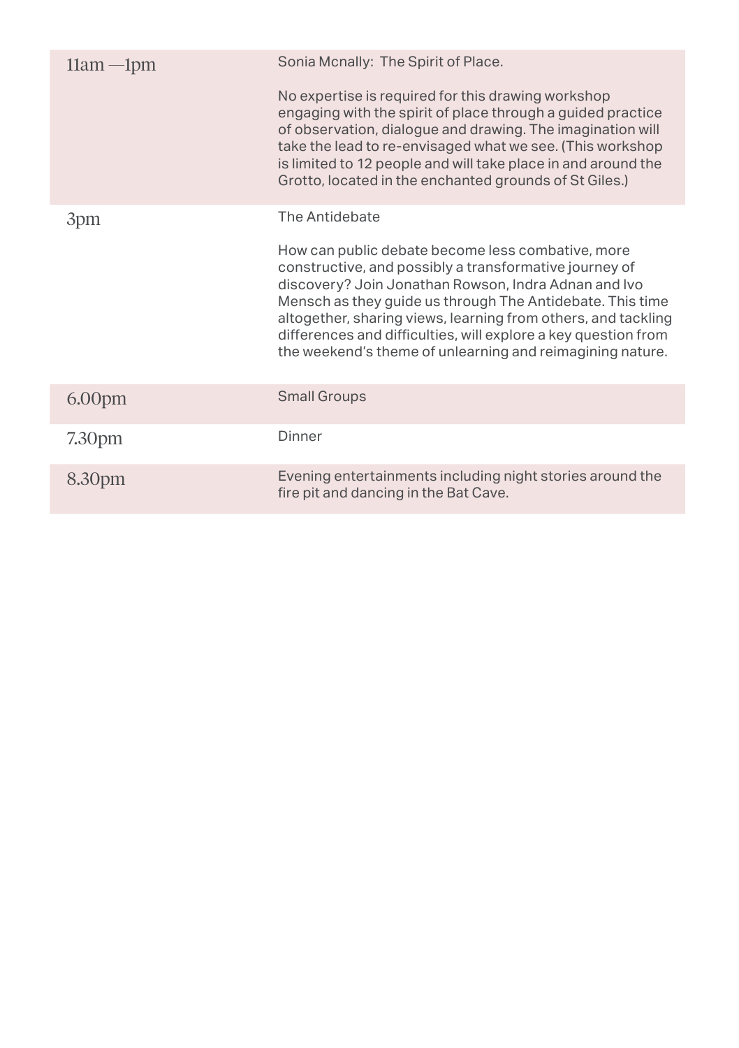| | |
|---|---|
| 11am —1pm | Sonia Mcnally: The Spirit of Place.<br><br>No expertise is required for this drawing workshop engaging with the spirit of place through a guided practice of observation, dialogue and drawing. The imagination will take the lead to re-envisaged what we see. (This workshop is limited to 12 people and will take place in and around the Grotto, located in the enchanted grounds of St Giles.) |
| 3pm | The Antidebate<br><br>How can public debate become less combative, more constructive, and possibly a transformative journey of discovery? Join Jonathan Rowson, Indra Adnan and Ivo Mensch as they guide us through The Antidebate. This time altogether, sharing views, learning from others, and tackling differences and difficulties, will explore a key question from the weekend's theme of unlearning and reimagining nature. |
| 6.00pm | Small Groups |
| 7.30pm | Dinner |
| 8.30pm | Evening entertainments including night stories around the fire pit and dancing in the Bat Cave. |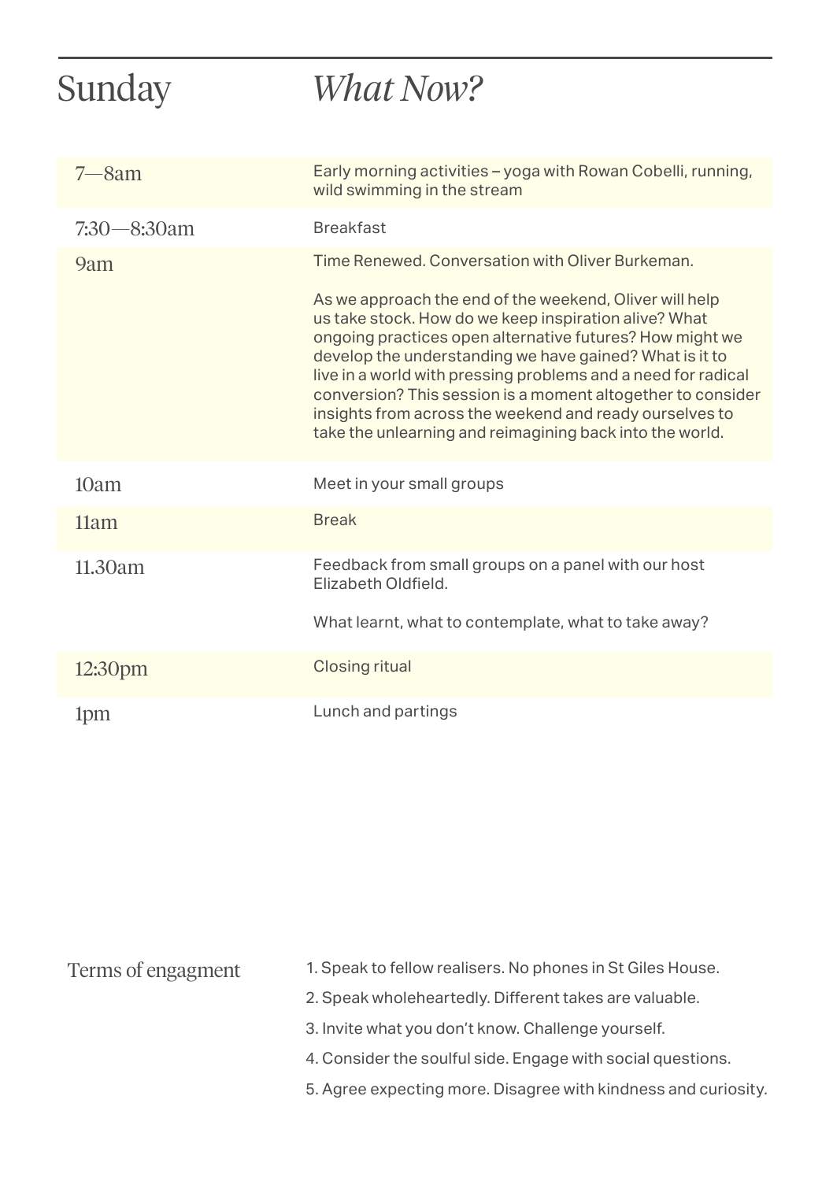# Sunday *What Now?*

| | |
|---|---|
| 7—8am | Early morning activities – yoga with Rowan Cobelli, running, wild swimming in the stream |
| 7:30—8:30am | Breakfast |
| 9am | Time Renewed. Conversation with Oliver Burkeman.<br><br>As we approach the end of the weekend, Oliver will help us take stock. How do we keep inspiration alive? What ongoing practices open alternative futures? How might we develop the understanding we have gained? What is it to live in a world with pressing problems and a need for radical conversion? This session is a moment altogether to consider insights from across the weekend and ready ourselves to take the unlearning and reimagining back into the world. |
| 10am | Meet in your small groups |
| 11am | Break |
| 11.30am | Feedback from small groups on a panel with our host Elizabeth Oldfield.<br><br>What learnt, what to contemplate, what to take away? |
| 12:30pm | Closing ritual |
| 1pm | Lunch and partings |

## Terms of engagment

1. Speak to fellow realisers. No phones in St Giles House.
2. Speak wholeheartedly. Different takes are valuable.
3. Invite what you don't know. Challenge yourself.
4. Consider the soulful side. Engage with social questions.
5. Agree expecting more. Disagree with kindness and curiosity.